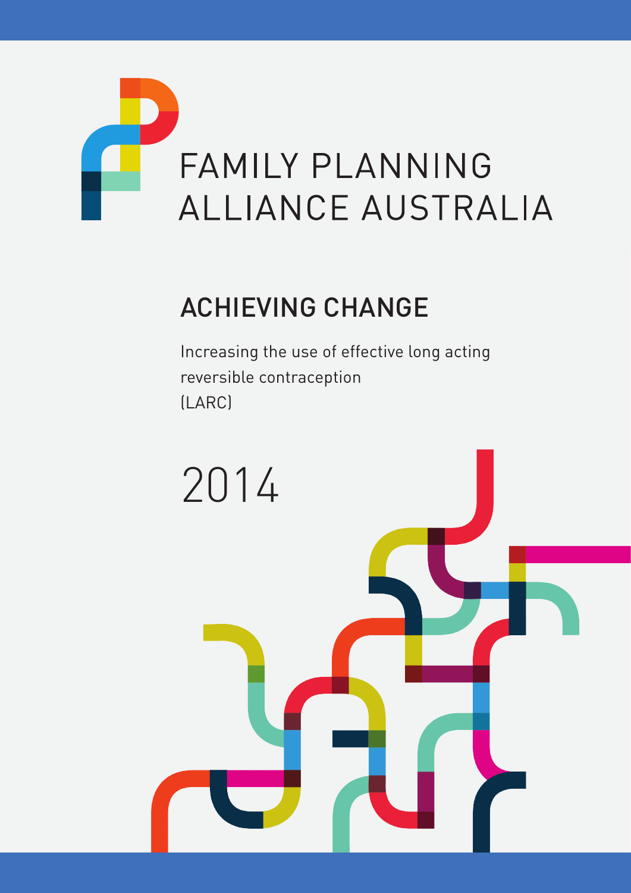# FAMILY PLANNING ALLIANCE AUSTRALIA

## ACHIEVING CHANGE

Increasing the use of effective long acting reversible contraception (LARC)

2014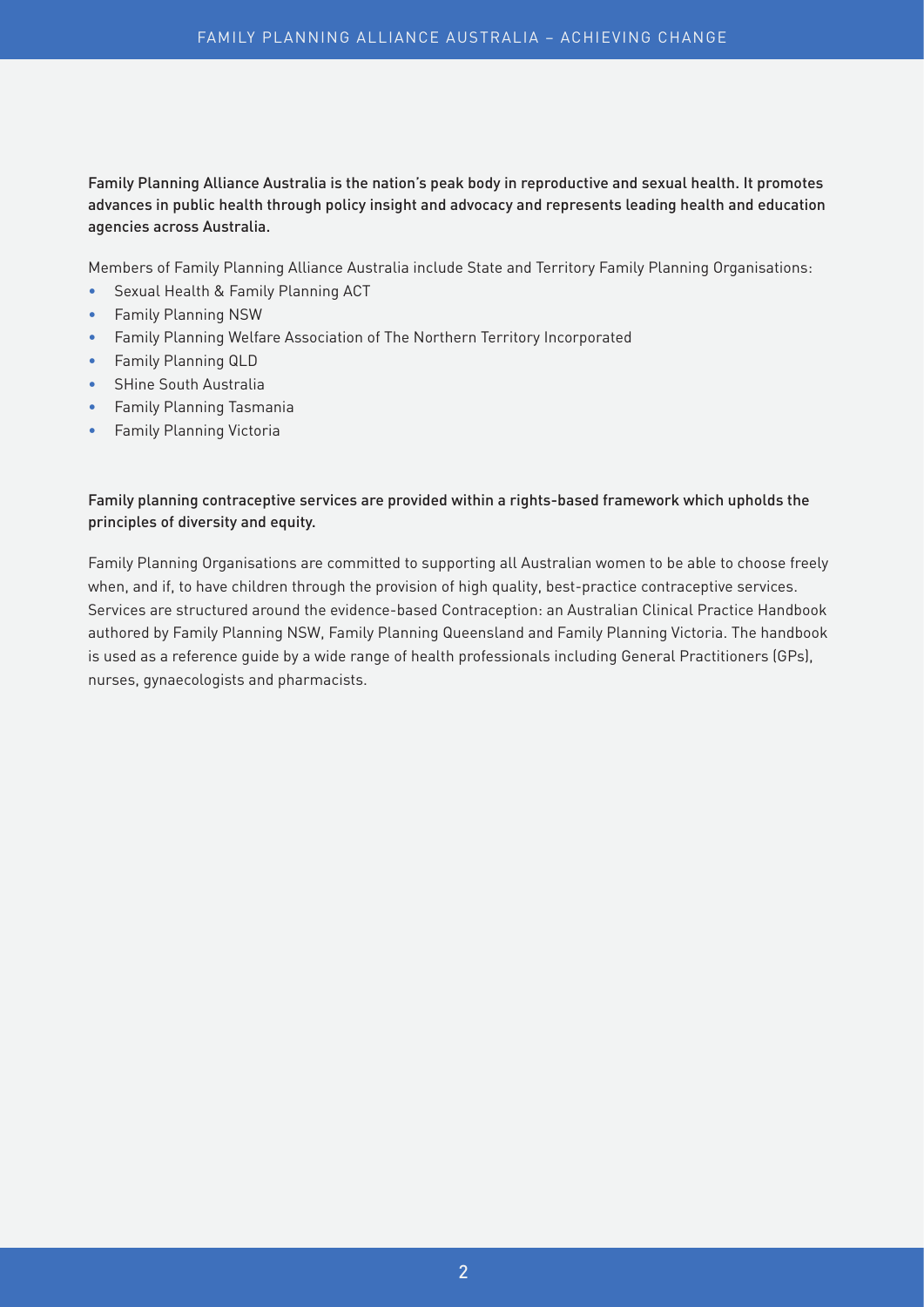**Family Planning Alliance Australia is the nation's peak body in reproductive and sexual health. It promotes advances in public health through policy insight and advocacy and represents leading health and education agencies across Australia.**

Members of Family Planning Alliance Australia include State and Territory Family Planning Organisations:

- Sexual Health & Family Planning ACT
- Family Planning NSW
- Family Planning Welfare Association of The Northern Territory Incorporated
- Family Planning QLD
- SHine South Australia
- Family Planning Tasmania
- Family Planning Victoria

**Family planning contraceptive services are provided within a rights-based framework which upholds the principles of diversity and equity.**

Family Planning Organisations are committed to supporting all Australian women to be able to choose freely when, and if, to have children through the provision of high quality, best-practice contraceptive services. Services are structured around the evidence-based Contraception: an Australian Clinical Practice Handbook authored by Family Planning NSW, Family Planning Queensland and Family Planning Victoria. The handbook is used as a reference guide by a wide range of health professionals including General Practitioners (GPs), nurses, gynaecologists and pharmacists.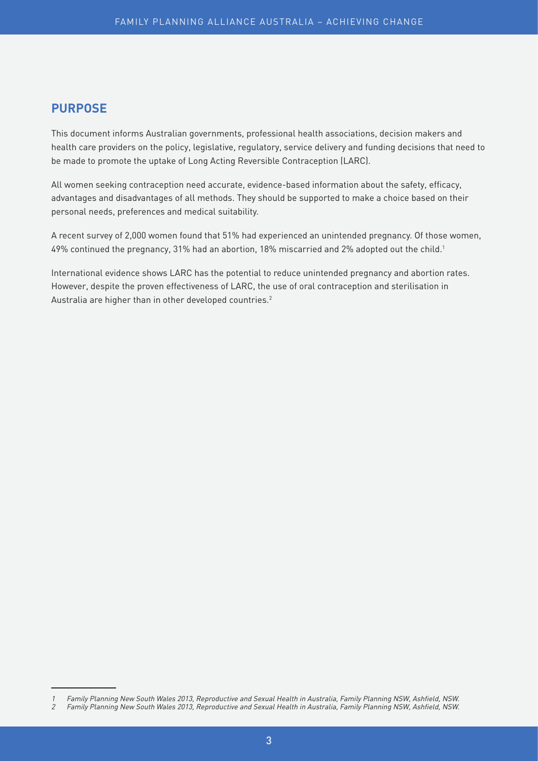## PURPOSE

This document informs Australian governments, professional health associations, decision makers and health care providers on the policy, legislative, regulatory, service delivery and funding decisions that need to be made to promote the uptake of Long Acting Reversible Contraception (LARC).

All women seeking contraception need accurate, evidence-based information about the safety, efficacy, advantages and disadvantages of all methods. They should be supported to make a choice based on their personal needs, preferences and medical suitability.

A recent survey of 2,000 women found that 51% had experienced an unintended pregnancy. Of those women, 49% continued the pregnancy, 31% had an abortion, 18% miscarried and 2% adopted out the child.[1]

International evidence shows LARC has the potential to reduce unintended pregnancy and abortion rates. However, despite the proven effectiveness of LARC, the use of oral contraception and sterilisation in Australia are higher than in other developed countries.[2]

---

*1 Family Planning New South Wales 2013, Reproductive and Sexual Health in Australia, Family Planning NSW, Ashfield, NSW.*

*2 Family Planning New South Wales 2013, Reproductive and Sexual Health in Australia, Family Planning NSW, Ashfield, NSW.*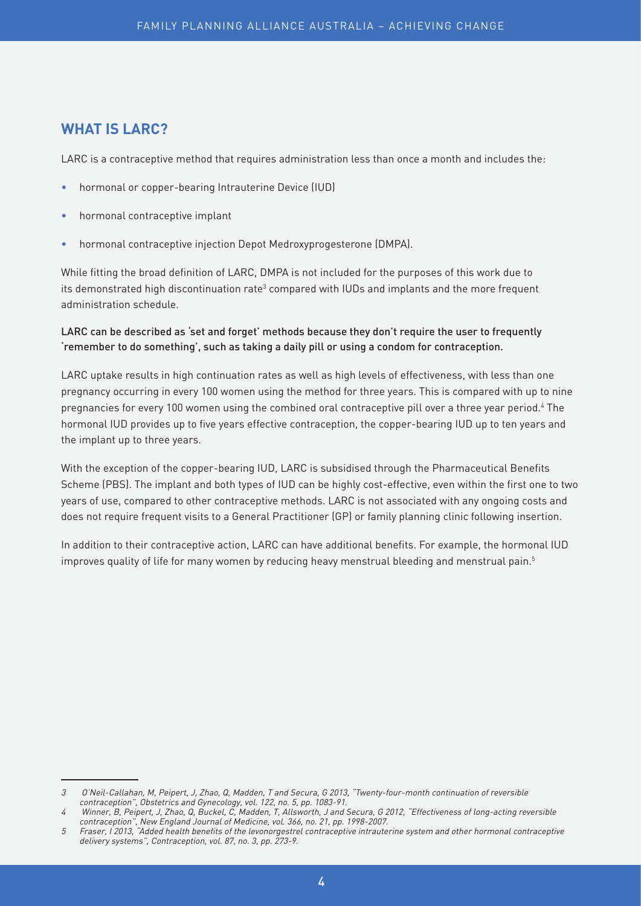## WHAT IS LARC?

LARC is a contraceptive method that requires administration less than once a month and includes the:

- hormonal or copper-bearing Intrauterine Device (IUD)
- hormonal contraceptive implant
- hormonal contraceptive injection Depot Medroxyprogesterone (DMPA).

While fitting the broad definition of LARC, DMPA is not included for the purposes of this work due to its demonstrated high discontinuation rate[3] compared with IUDs and implants and the more frequent administration schedule.

LARC can be described as 'set and forget' methods because they don't require the user to frequently 'remember to do something', such as taking a daily pill or using a condom for contraception.

LARC uptake results in high continuation rates as well as high levels of effectiveness, with less than one pregnancy occurring in every 100 women using the method for three years. This is compared with up to nine pregnancies for every 100 women using the combined oral contraceptive pill over a three year period.[4] The hormonal IUD provides up to five years effective contraception, the copper-bearing IUD up to ten years and the implant up to three years.

With the exception of the copper-bearing IUD, LARC is subsidised through the Pharmaceutical Benefits Scheme (PBS). The implant and both types of IUD can be highly cost-effective, even within the first one to two years of use, compared to other contraceptive methods. LARC is not associated with any ongoing costs and does not require frequent visits to a General Practitioner (GP) or family planning clinic following insertion.

In addition to their contraceptive action, LARC can have additional benefits. For example, the hormonal IUD improves quality of life for many women by reducing heavy menstrual bleeding and menstrual pain.[5]

---

*3 O'Neil-Callahan, M, Peipert, J, Zhao, Q, Madden, T and Secura, G 2013, "Twenty-four-month continuation of reversible contraception", Obstetrics and Gynecology, vol. 122, no. 5, pp. 1083-91.*

*4 Winner, B, Peipert, J, Zhao, Q, Buckel, C, Madden, T, Allsworth, J and Secura, G 2012, "Effectiveness of long-acting reversible contraception", New England Journal of Medicine, vol. 366, no. 21, pp. 1998-2007.*

*5 Fraser, I 2013, "Added health benefits of the levonorgestrel contraceptive intrauterine system and other hormonal contraceptive delivery systems", Contraception, vol. 87, no. 3, pp. 273-9.*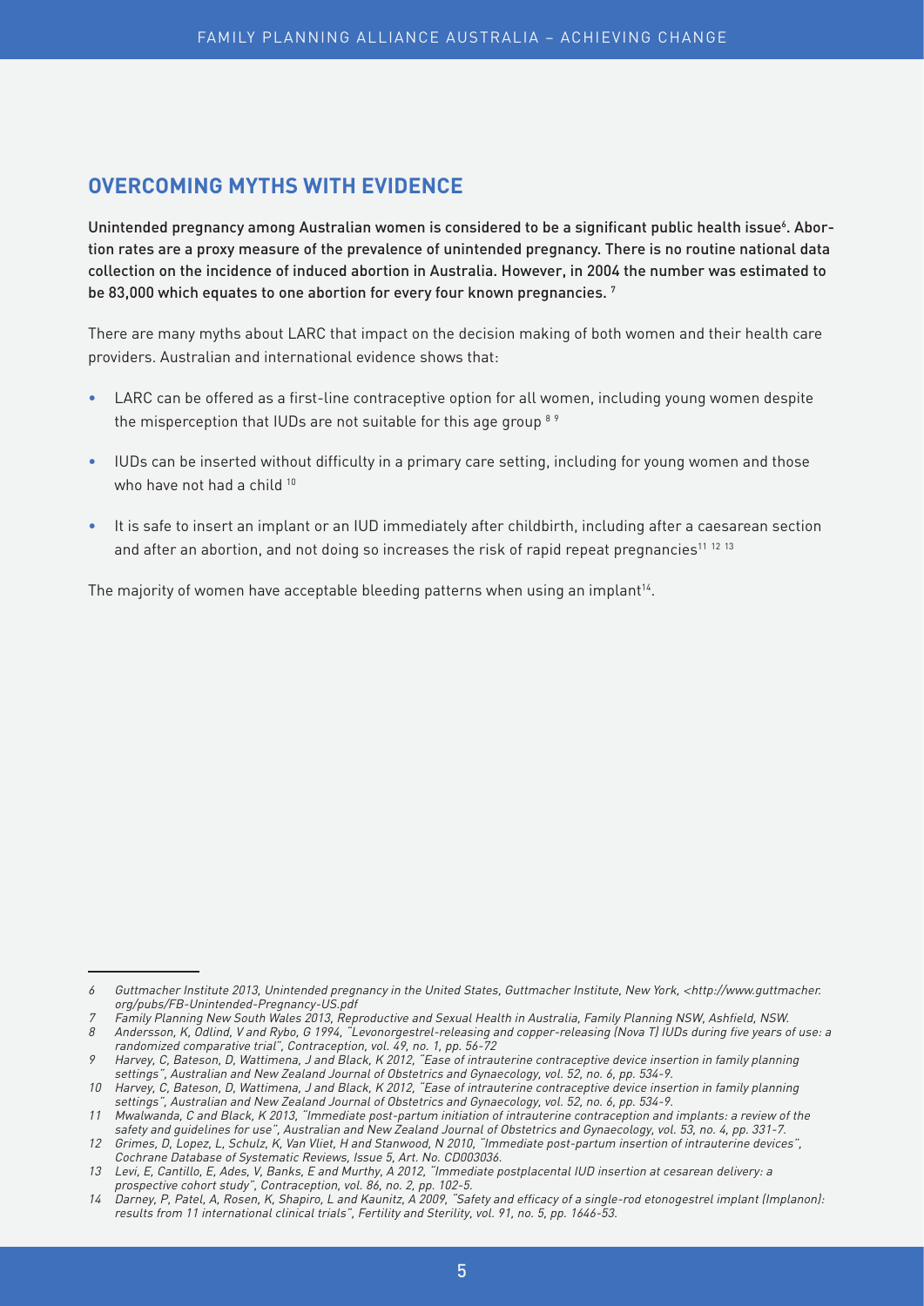## OVERCOMING MYTHS WITH EVIDENCE

Unintended pregnancy among Australian women is considered to be a significant public health issue[6]. Abortion rates are a proxy measure of the prevalence of unintended pregnancy. There is no routine national data collection on the incidence of induced abortion in Australia. However, in 2004 the number was estimated to be 83,000 which equates to one abortion for every four known pregnancies. [7]

There are many myths about LARC that impact on the decision making of both women and their health care providers. Australian and international evidence shows that:

- LARC can be offered as a first-line contraceptive option for all women, including young women despite the misperception that IUDs are not suitable for this age group [8] [9]
- IUDs can be inserted without difficulty in a primary care setting, including for young women and those who have not had a child [10]
- It is safe to insert an implant or an IUD immediately after childbirth, including after a caesarean section and after an abortion, and not doing so increases the risk of rapid repeat pregnancies[11] [12] [13]

The majority of women have acceptable bleeding patterns when using an implant[14].

---

*6 Guttmacher Institute 2013, Unintended pregnancy in the United States, Guttmacher Institute, New York, <http://www.guttmacher.org/pubs/FB-Unintended-Pregnancy-US.pdf*

*7 Family Planning New South Wales 2013, Reproductive and Sexual Health in Australia, Family Planning NSW, Ashfield, NSW.*

*8 Andersson, K, Odlind, V and Rybo, G 1994, "Levonorgestrel-releasing and copper-releasing (Nova T) IUDs during five years of use: a randomized comparative trial", Contraception, vol. 49, no. 1, pp. 56-72*

*9 Harvey, C, Bateson, D, Wattimena, J and Black, K 2012, "Ease of intrauterine contraceptive device insertion in family planning settings", Australian and New Zealand Journal of Obstetrics and Gynaecology, vol. 52, no. 6, pp. 534-9.*

*10 Harvey, C, Bateson, D, Wattimena, J and Black, K 2012, "Ease of intrauterine contraceptive device insertion in family planning settings", Australian and New Zealand Journal of Obstetrics and Gynaecology, vol. 52, no. 6, pp. 534-9.*

*11 Mwalwanda, C and Black, K 2013, "Immediate post-partum initiation of intrauterine contraception and implants: a review of the safety and guidelines for use", Australian and New Zealand Journal of Obstetrics and Gynaecology, vol. 53, no. 4, pp. 331-7.*

*12 Grimes, D, Lopez, L, Schulz, K, Van Vliet, H and Stanwood, N 2010, "Immediate post-partum insertion of intrauterine devices", Cochrane Database of Systematic Reviews, Issue 5, Art. No. CD003036.*

*13 Levi, E, Cantillo, E, Ades, V, Banks, E and Murthy, A 2012, "Immediate postplacental IUD insertion at cesarean delivery: a prospective cohort study", Contraception, vol. 86, no. 2, pp. 102-5.*

*14 Darney, P, Patel, A, Rosen, K, Shapiro, L and Kaunitz, A 2009, "Safety and efficacy of a single-rod etonogestrel implant (Implanon): results from 11 international clinical trials", Fertility and Sterility, vol. 91, no. 5, pp. 1646-53.*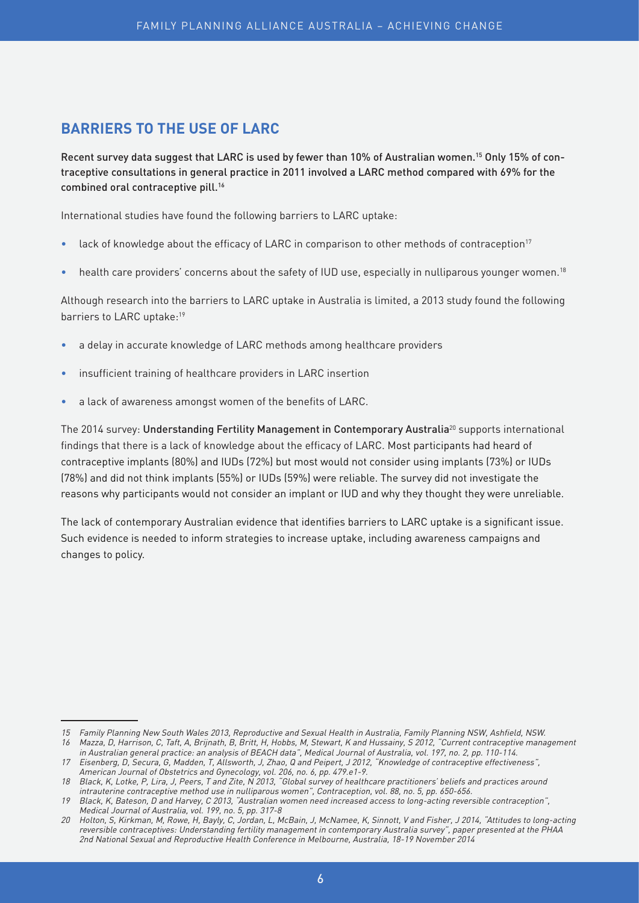## BARRIERS TO THE USE OF LARC

Recent survey data suggest that LARC is used by fewer than 10% of Australian women.[15] Only 15% of contraceptive consultations in general practice in 2011 involved a LARC method compared with 69% for the combined oral contraceptive pill.[16]

International studies have found the following barriers to LARC uptake:

- lack of knowledge about the efficacy of LARC in comparison to other methods of contraception[17]
- health care providers' concerns about the safety of IUD use, especially in nulliparous younger women.[18]

Although research into the barriers to LARC uptake in Australia is limited, a 2013 study found the following barriers to LARC uptake:[19]

- a delay in accurate knowledge of LARC methods among healthcare providers
- insufficient training of healthcare providers in LARC insertion
- a lack of awareness amongst women of the benefits of LARC.

The 2014 survey: Understanding Fertility Management in Contemporary Australia[20] supports international findings that there is a lack of knowledge about the efficacy of LARC. Most participants had heard of contraceptive implants (80%) and IUDs (72%) but most would not consider using implants (73%) or IUDs (78%) and did not think implants (55%) or IUDs (59%) were reliable. The survey did not investigate the reasons why participants would not consider an implant or IUD and why they thought they were unreliable.

The lack of contemporary Australian evidence that identifies barriers to LARC uptake is a significant issue. Such evidence is needed to inform strategies to increase uptake, including awareness campaigns and changes to policy.

---

*15 Family Planning New South Wales 2013, Reproductive and Sexual Health in Australia, Family Planning NSW, Ashfield, NSW.*

*16 Mazza, D, Harrison, C, Taft, A, Brijnath, B, Britt, H, Hobbs, M, Stewart, K and Hussainy, S 2012, "Current contraceptive management in Australian general practice: an analysis of BEACH data", Medical Journal of Australia, vol. 197, no. 2, pp. 110-114.*

*17 Eisenberg, D, Secura, G, Madden, T, Allsworth, J, Zhao, Q and Peipert, J 2012, "Knowledge of contraceptive effectiveness", American Journal of Obstetrics and Gynecology, vol. 206, no. 6, pp. 479.e1-9.*

*18 Black, K, Lotke, P, Lira, J, Peers, T and Zite, N 2013, "Global survey of healthcare practitioners' beliefs and practices around intrauterine contraceptive method use in nulliparous women", Contraception, vol. 88, no. 5, pp. 650-656.*

*19 Black, K, Bateson, D and Harvey, C 2013, "Australian women need increased access to long-acting reversible contraception", Medical Journal of Australia, vol. 199, no. 5, pp. 317-8*

*20 Holton, S, Kirkman, M, Rowe, H, Bayly, C, Jordan, L, McBain, J, McNamee, K, Sinnott, V and Fisher, J 2014, "Attitudes to long-acting reversible contraceptives: Understanding fertility management in contemporary Australia survey", paper presented at the PHAA 2nd National Sexual and Reproductive Health Conference in Melbourne, Australia, 18-19 November 2014*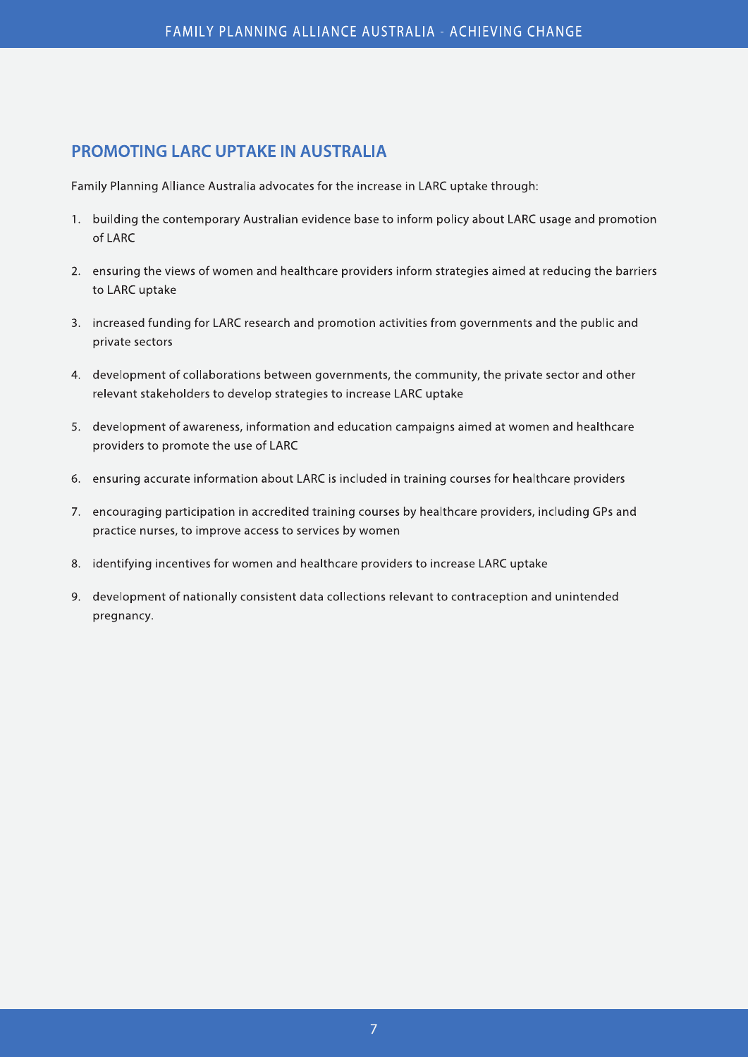## PROMOTING LARC UPTAKE IN AUSTRALIA

Family Planning Alliance Australia advocates for the increase in LARC uptake through:

1. building the contemporary Australian evidence base to inform policy about LARC usage and promotion of LARC
2. ensuring the views of women and healthcare providers inform strategies aimed at reducing the barriers to LARC uptake
3. increased funding for LARC research and promotion activities from governments and the public and private sectors
4. development of collaborations between governments, the community, the private sector and other relevant stakeholders to develop strategies to increase LARC uptake
5. development of awareness, information and education campaigns aimed at women and healthcare providers to promote the use of LARC
6. ensuring accurate information about LARC is included in training courses for healthcare providers
7. encouraging participation in accredited training courses by healthcare providers, including GPs and practice nurses, to improve access to services by women
8. identifying incentives for women and healthcare providers to increase LARC uptake
9. development of nationally consistent data collections relevant to contraception and unintended pregnancy.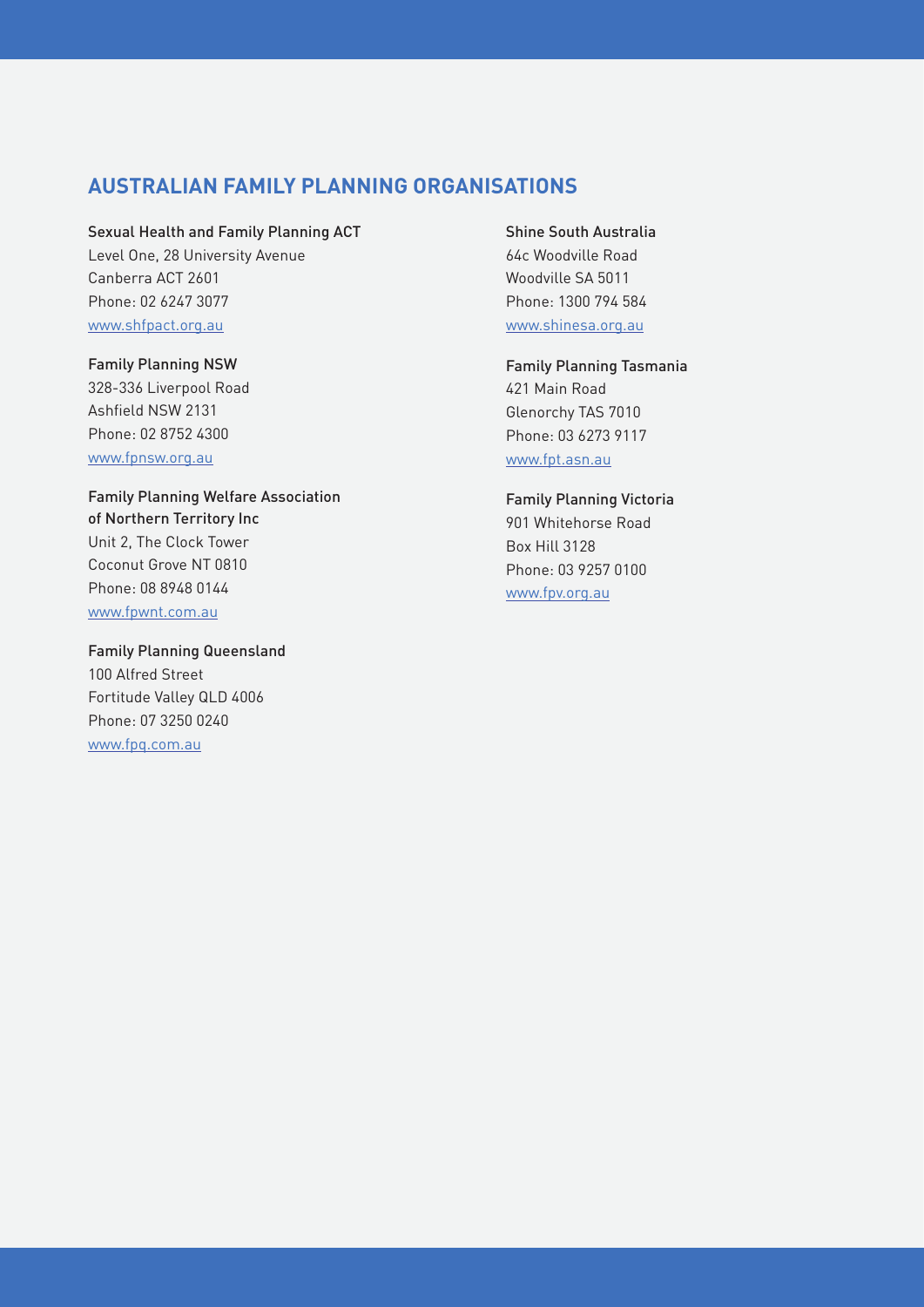## AUSTRALIAN FAMILY PLANNING ORGANISATIONS

Sexual Health and Family Planning ACT
Level One, 28 University Avenue
Canberra ACT 2601
Phone: 02 6247 3077
www.shfpact.org.au

Family Planning NSW
328-336 Liverpool Road
Ashfield NSW 2131
Phone: 02 8752 4300
www.fpnsw.org.au

Family Planning Welfare Association of Northern Territory Inc
Unit 2, The Clock Tower
Coconut Grove NT 0810
Phone: 08 8948 0144
www.fpwnt.com.au

Family Planning Queensland
100 Alfred Street
Fortitude Valley QLD 4006
Phone: 07 3250 0240
www.fpq.com.au

Shine South Australia
64c Woodville Road
Woodville SA 5011
Phone: 1300 794 584
www.shinesa.org.au

Family Planning Tasmania
421 Main Road
Glenorchy TAS 7010
Phone: 03 6273 9117
www.fpt.asn.au

Family Planning Victoria
901 Whitehorse Road
Box Hill 3128
Phone: 03 9257 0100
www.fpv.org.au